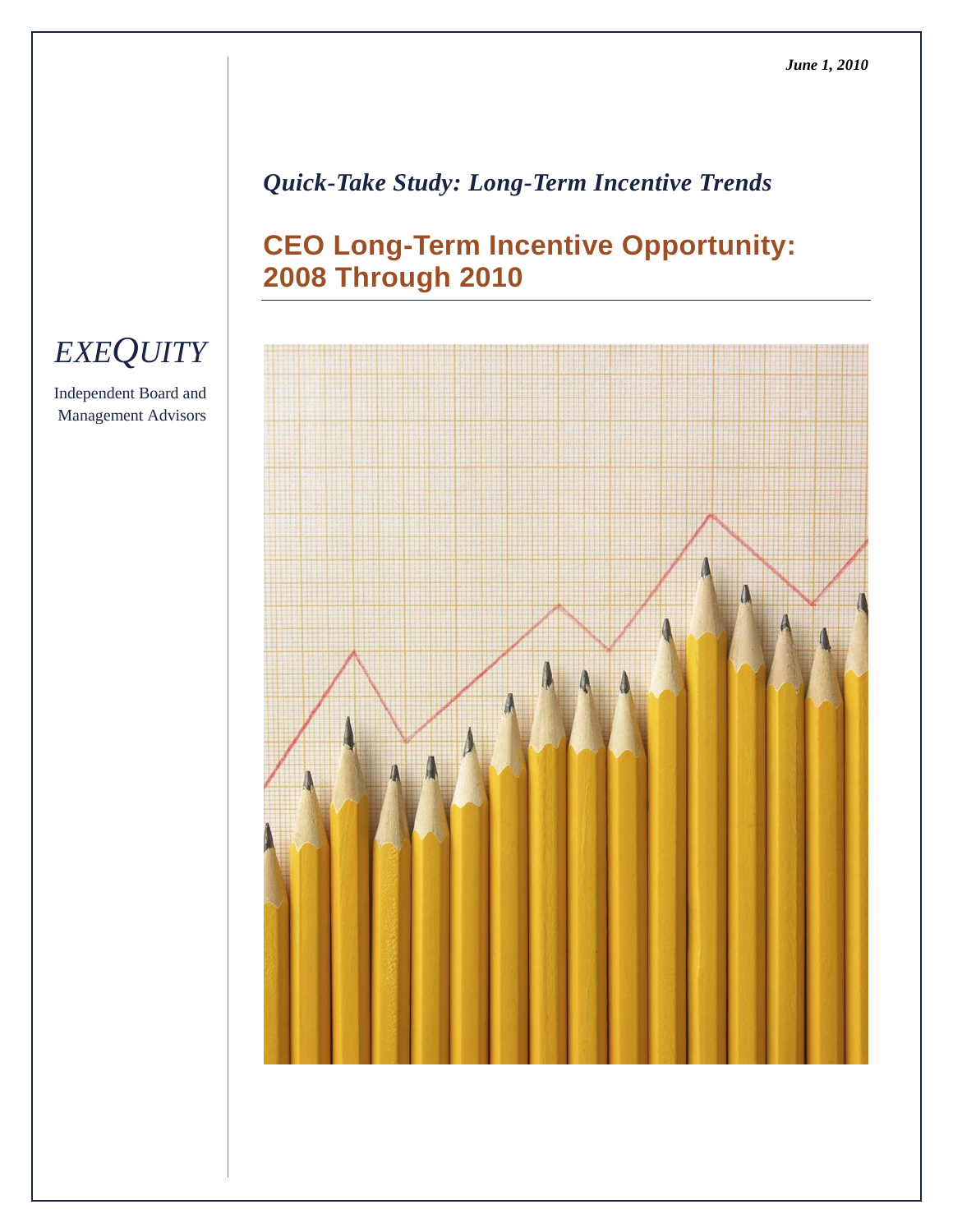*June 1, 2010*

*Quick-Take Study: Long-Term Incentive Trends*

# CEO Long-Term Incentive Opportunity: 2008 Through 2010

*EXEQUITY*

Independent Board and Management Advisors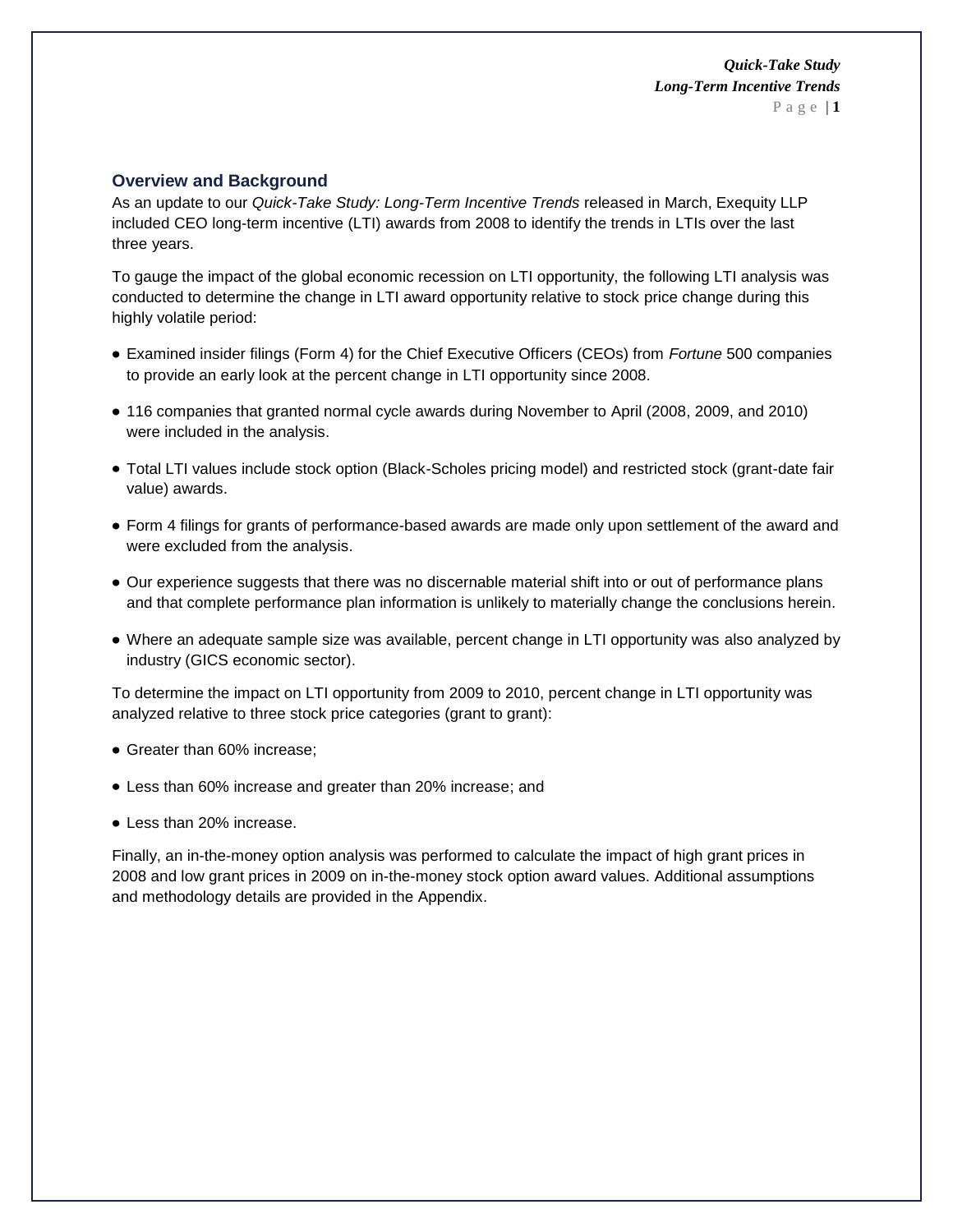## Overview and Background

As an update to our *Quick-Take Study: Long-Term Incentive Trends* released in March, Exequity LLP included CEO long-term incentive (LTI) awards from 2008 to identify the trends in LTIs over the last three years.

To gauge the impact of the global economic recession on LTI opportunity, the following LTI analysis was conducted to determine the change in LTI award opportunity relative to stock price change during this highly volatile period:

- Examined insider filings (Form 4) for the Chief Executive Officers (CEOs) from *Fortune* 500 companies to provide an early look at the percent change in LTI opportunity since 2008.
- 116 companies that granted normal cycle awards during November to April (2008, 2009, and 2010) were included in the analysis.
- Total LTI values include stock option (Black-Scholes pricing model) and restricted stock (grant-date fair value) awards.
- Form 4 filings for grants of performance-based awards are made only upon settlement of the award and were excluded from the analysis.
- Our experience suggests that there was no discernable material shift into or out of performance plans and that complete performance plan information is unlikely to materially change the conclusions herein.
- Where an adequate sample size was available, percent change in LTI opportunity was also analyzed by industry (GICS economic sector).

To determine the impact on LTI opportunity from 2009 to 2010, percent change in LTI opportunity was analyzed relative to three stock price categories (grant to grant):

- Greater than 60% increase;
- Less than 60% increase and greater than 20% increase; and
- Less than 20% increase.

Finally, an in-the-money option analysis was performed to calculate the impact of high grant prices in 2008 and low grant prices in 2009 on in-the-money stock option award values. Additional assumptions and methodology details are provided in the Appendix.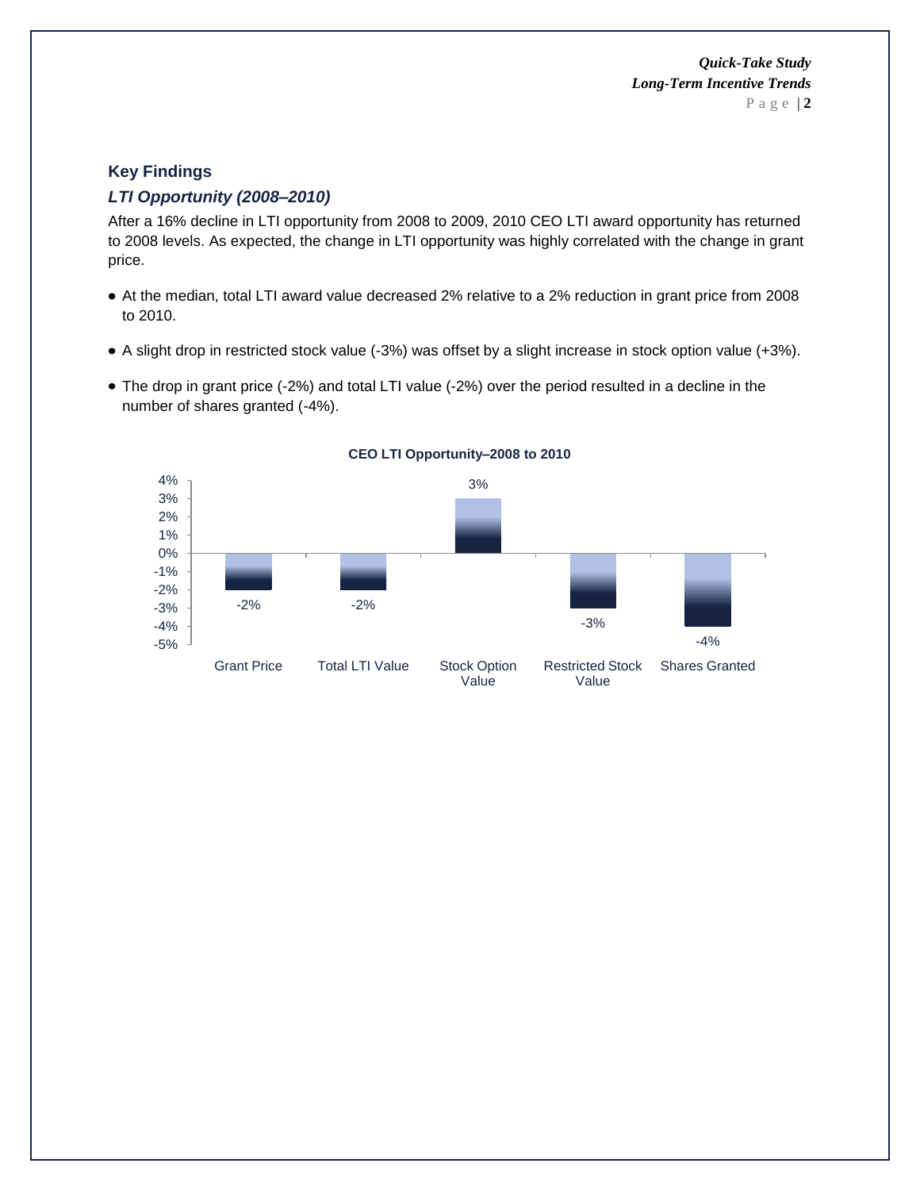## Key Findings

### *LTI Opportunity (2008–2010)*

After a 16% decline in LTI opportunity from 2008 to 2009, 2010 CEO LTI award opportunity has returned to 2008 levels. As expected, the change in LTI opportunity was highly correlated with the change in grant price.

- At the median, total LTI award value decreased 2% relative to a 2% reduction in grant price from 2008 to 2010.
- A slight drop in restricted stock value (-3%) was offset by a slight increase in stock option value (+3%).
- The drop in grant price (-2%) and total LTI value (-2%) over the period resulted in a decline in the number of shares granted (-4%).

**CEO LTI Opportunity–2008 to 2010**

| Grant Price | Total LTI Value | Stock Option Value | Restricted Stock Value | Shares Granted |
|---|---|---|---|---|
| -2% | -2% | 3% | -3% | -4% |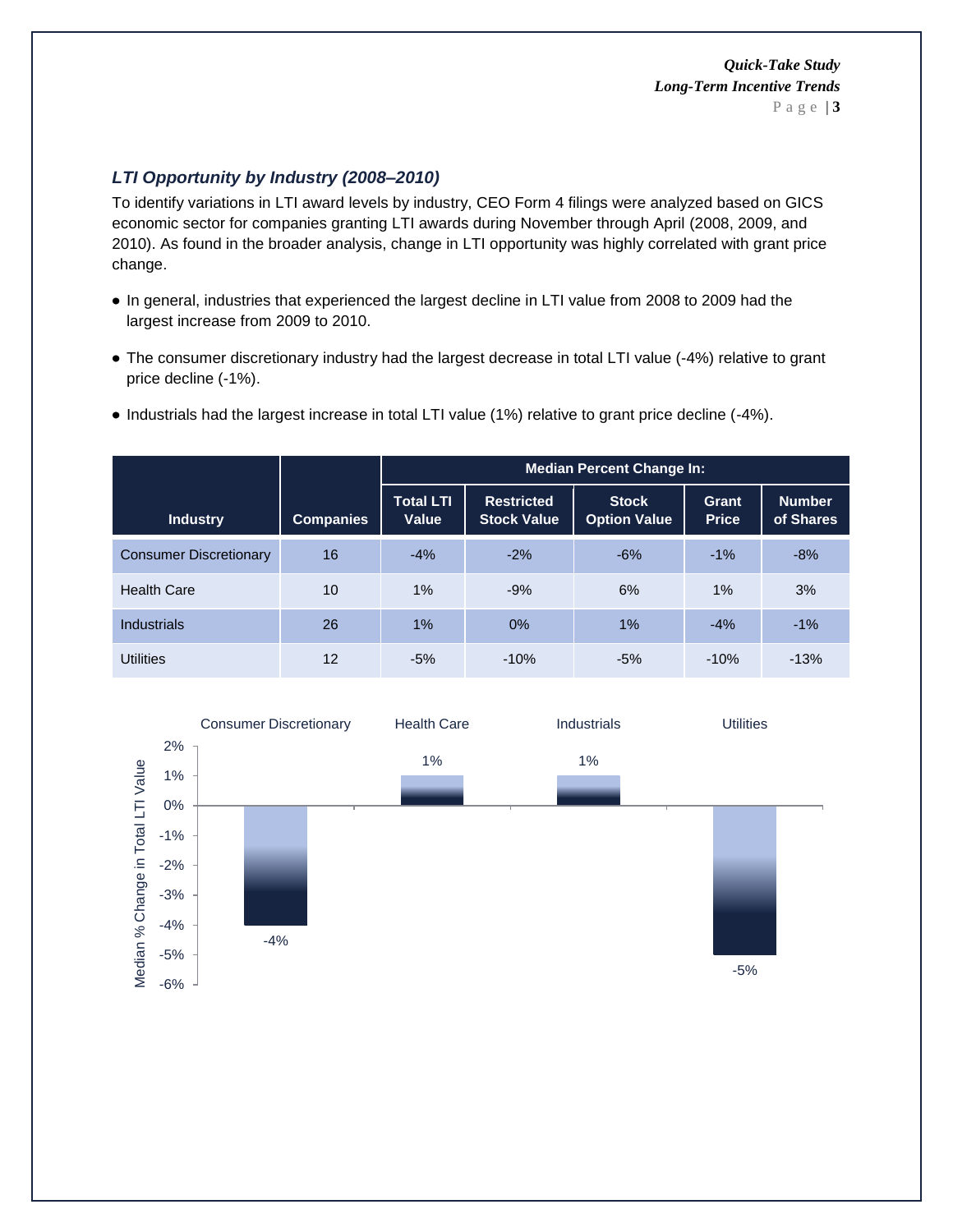### *LTI Opportunity by Industry (2008–2010)*

To identify variations in LTI award levels by industry, CEO Form 4 filings were analyzed based on GICS economic sector for companies granting LTI awards during November through April (2008, 2009, and 2010). As found in the broader analysis, change in LTI opportunity was highly correlated with grant price change.

- In general, industries that experienced the largest decline in LTI value from 2008 to 2009 had the largest increase from 2009 to 2010.
- The consumer discretionary industry had the largest decrease in total LTI value (-4%) relative to grant price decline (-1%).
- Industrials had the largest increase in total LTI value (1%) relative to grant price decline (-4%).

| | | Median Percent Change In: | | | | |
|---|---|---|---|---|---|---|
| **Industry** | **Companies** | **Total LTI Value** | **Restricted Stock Value** | **Stock Option Value** | **Grant Price** | **Number of Shares** |
| Consumer Discretionary | 16 | -4% | -2% | -6% | -1% | -8% |
| Health Care | 10 | 1% | -9% | 6% | 1% | 3% |
| Industrials | 26 | 1% | 0% | 1% | -4% | -1% |
| Utilities | 12 | -5% | -10% | -5% | -10% | -13% |

| Industry | Median % Change in Total LTI Value |
|---|---|
| Consumer Discretionary | -4% |
| Health Care | 1% |
| Industrials | 1% |
| Utilities | -5% |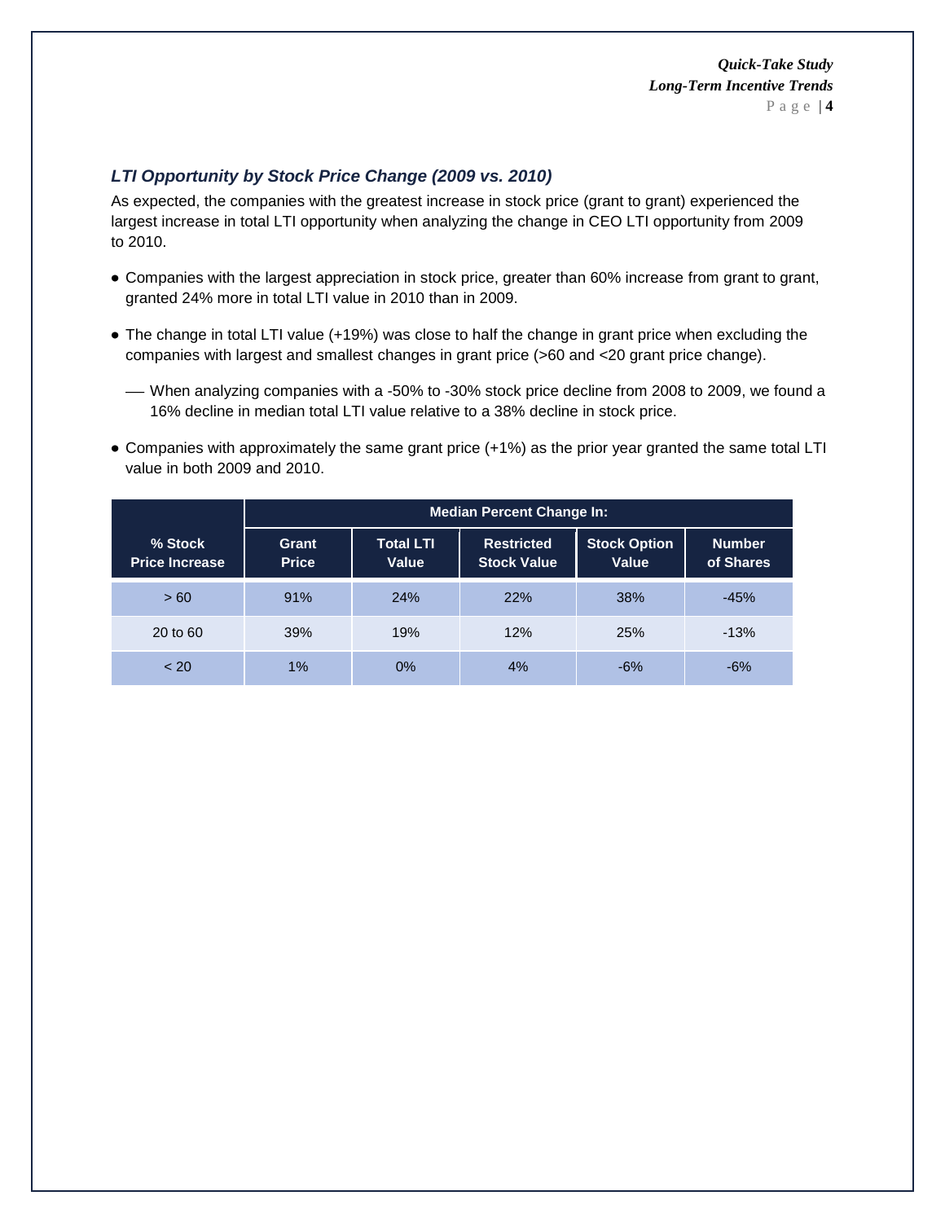### *LTI Opportunity by Stock Price Change (2009 vs. 2010)*

As expected, the companies with the greatest increase in stock price (grant to grant) experienced the largest increase in total LTI opportunity when analyzing the change in CEO LTI opportunity from 2009 to 2010.

- Companies with the largest appreciation in stock price, greater than 60% increase from grant to grant, granted 24% more in total LTI value in 2010 than in 2009.
- The change in total LTI value (+19%) was close to half the change in grant price when excluding the companies with largest and smallest changes in grant price (>60 and <20 grant price change).
  - When analyzing companies with a -50% to -30% stock price decline from 2008 to 2009, we found a 16% decline in median total LTI value relative to a 38% decline in stock price.
- Companies with approximately the same grant price (+1%) as the prior year granted the same total LTI value in both 2009 and 2010.

| | Median Percent Change In: | | | | |
|---|---|---|---|---|---|
| **% Stock Price Increase** | **Grant Price** | **Total LTI Value** | **Restricted Stock Value** | **Stock Option Value** | **Number of Shares** |
| > 60 | 91% | 24% | 22% | 38% | -45% |
| 20 to 60 | 39% | 19% | 12% | 25% | -13% |
| < 20 | 1% | 0% | 4% | -6% | -6% |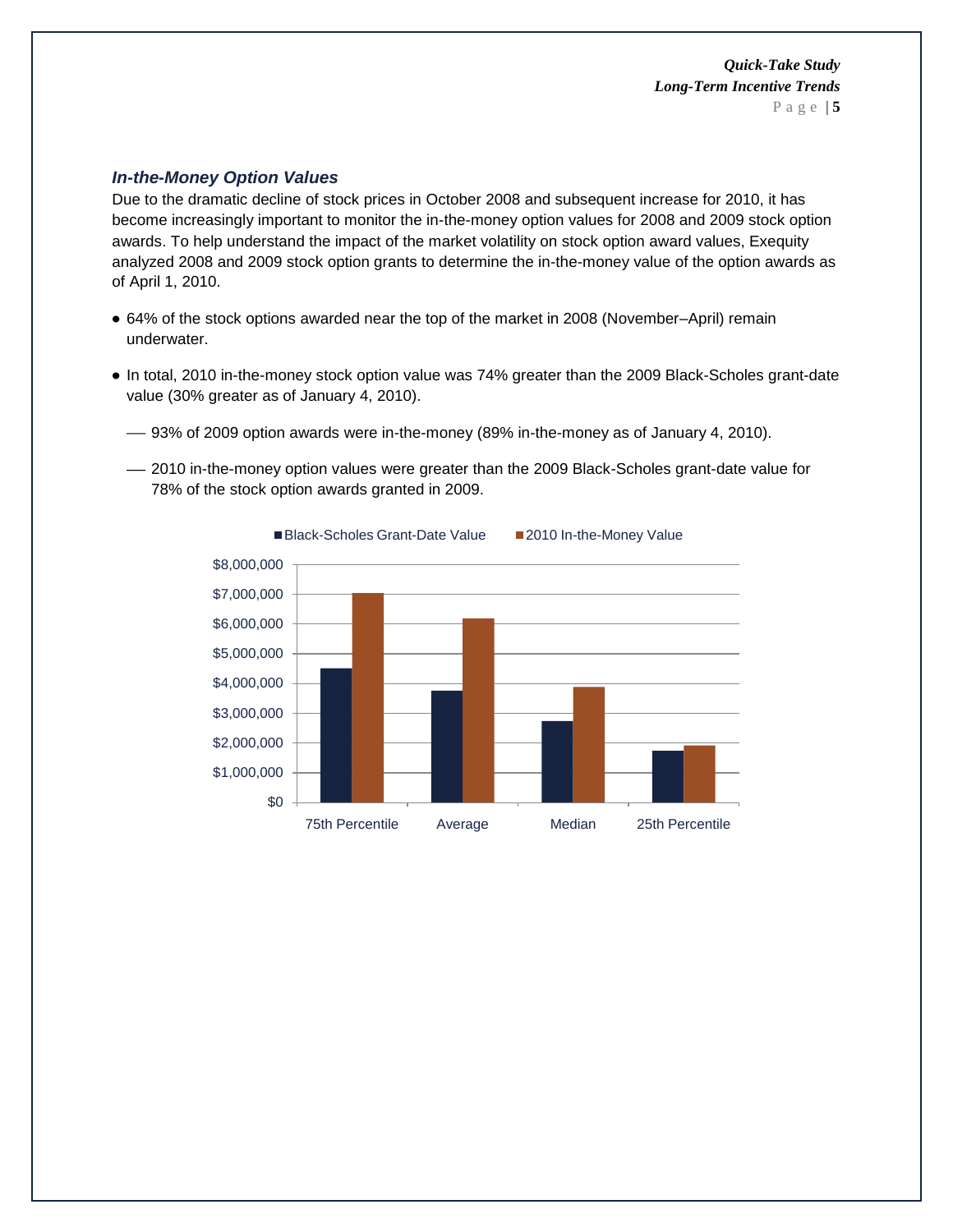### *In-the-Money Option Values*

Due to the dramatic decline of stock prices in October 2008 and subsequent increase for 2010, it has become increasingly important to monitor the in-the-money option values for 2008 and 2009 stock option awards. To help understand the impact of the market volatility on stock option award values, Exequity analyzed 2008 and 2009 stock option grants to determine the in-the-money value of the option awards as of April 1, 2010.

- 64% of the stock options awarded near the top of the market in 2008 (November–April) remain underwater.
- In total, 2010 in-the-money stock option value was 74% greater than the 2009 Black-Scholes grant-date value (30% greater as of January 4, 2010).
  - 93% of 2009 option awards were in-the-money (89% in-the-money as of January 4, 2010).
  - 2010 in-the-money option values were greater than the 2009 Black-Scholes grant-date value for 78% of the stock option awards granted in 2009.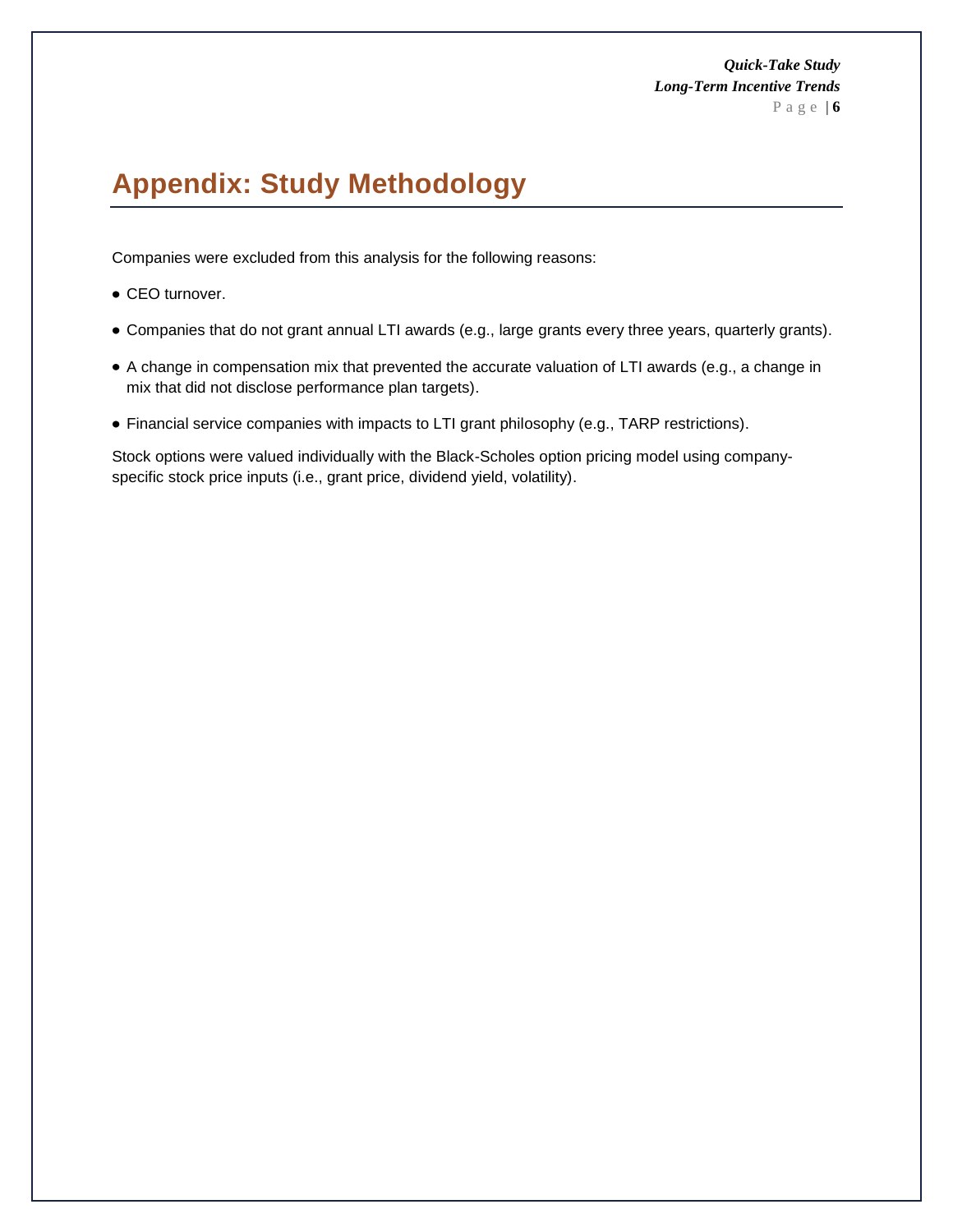# Appendix: Study Methodology

Companies were excluded from this analysis for the following reasons:

- CEO turnover.
- Companies that do not grant annual LTI awards (e.g., large grants every three years, quarterly grants).
- A change in compensation mix that prevented the accurate valuation of LTI awards (e.g., a change in mix that did not disclose performance plan targets).
- Financial service companies with impacts to LTI grant philosophy (e.g., TARP restrictions).

Stock options were valued individually with the Black-Scholes option pricing model using company-specific stock price inputs (i.e., grant price, dividend yield, volatility).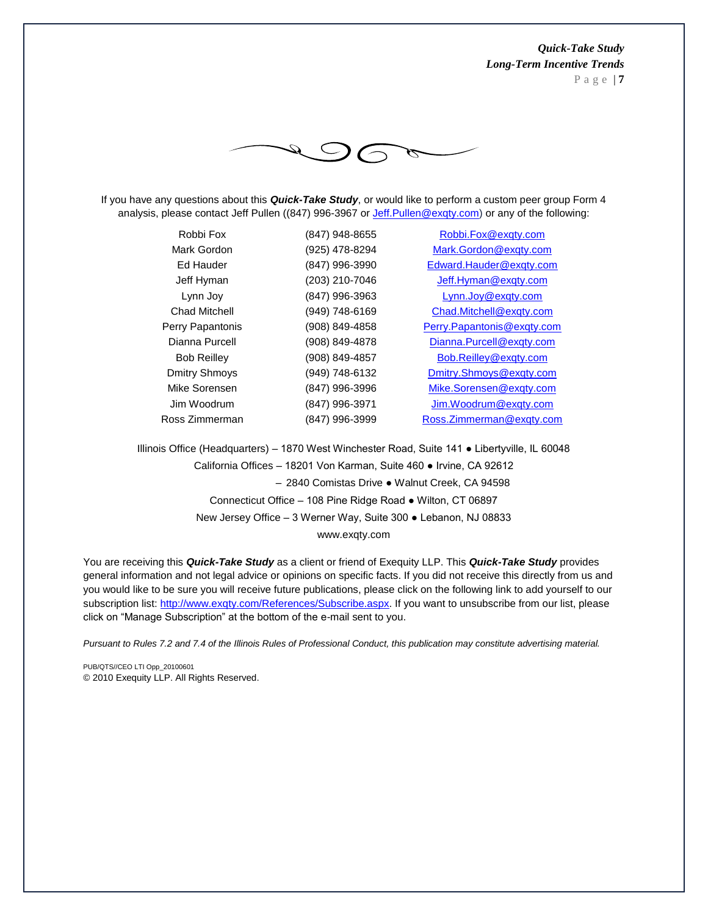If you have any questions about this ***Quick-Take Study***, or would like to perform a custom peer group Form 4 analysis, please contact Jeff Pullen ((847) 996-3967 or Jeff.Pullen@exqty.com) or any of the following:

| | | |
|---|---|---|
| Robbi Fox | (847) 948-8655 | Robbi.Fox@exqty.com |
| Mark Gordon | (925) 478-8294 | Mark.Gordon@exqty.com |
| Ed Hauder | (847) 996-3990 | Edward.Hauder@exqty.com |
| Jeff Hyman | (203) 210-7046 | Jeff.Hyman@exqty.com |
| Lynn Joy | (847) 996-3963 | Lynn.Joy@exqty.com |
| Chad Mitchell | (949) 748-6169 | Chad.Mitchell@exqty.com |
| Perry Papantonis | (908) 849-4858 | Perry.Papantonis@exqty.com |
| Dianna Purcell | (908) 849-4878 | Dianna.Purcell@exqty.com |
| Bob Reilley | (908) 849-4857 | Bob.Reilley@exqty.com |
| Dmitry Shmoys | (949) 748-6132 | Dmitry.Shmoys@exqty.com |
| Mike Sorensen | (847) 996-3996 | Mike.Sorensen@exqty.com |
| Jim Woodrum | (847) 996-3971 | Jim.Woodrum@exqty.com |
| Ross Zimmerman | (847) 996-3999 | Ross.Zimmerman@exqty.com |

Illinois Office (Headquarters) – 1870 West Winchester Road, Suite 141 ● Libertyville, IL 60048

California Offices – 18201 Von Karman, Suite 460 ● Irvine, CA 92612

– 2840 Comistas Drive ● Walnut Creek, CA 94598

Connecticut Office – 108 Pine Ridge Road ● Wilton, CT 06897

New Jersey Office – 3 Werner Way, Suite 300 ● Lebanon, NJ 08833

www.exqty.com

You are receiving this ***Quick-Take Study*** as a client or friend of Exequity LLP. This ***Quick-Take Study*** provides general information and not legal advice or opinions on specific facts. If you did not receive this directly from us and you would like to be sure you will receive future publications, please click on the following link to add yourself to our subscription list: http://www.exqty.com/References/Subscribe.aspx. If you want to unsubscribe from our list, please click on "Manage Subscription" at the bottom of the e-mail sent to you.

*Pursuant to Rules 7.2 and 7.4 of the Illinois Rules of Professional Conduct, this publication may constitute advertising material.*

PUB/QTS//CEO LTI Opp_20100601

© 2010 Exequity LLP. All Rights Reserved.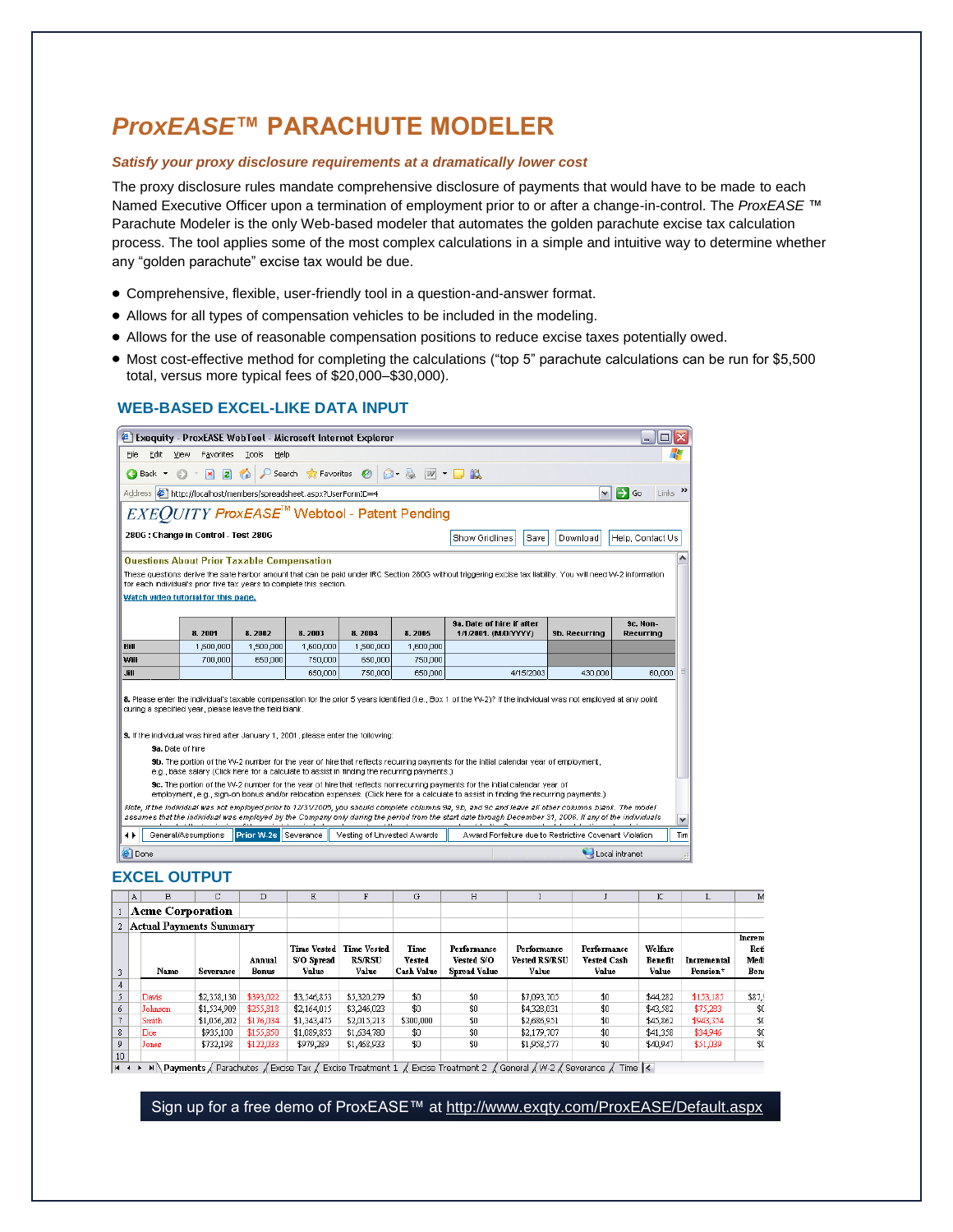# *ProxEASE™* PARACHUTE MODELER

***Satisfy your proxy disclosure requirements at a dramatically lower cost***

The proxy disclosure rules mandate comprehensive disclosure of payments that would have to be made to each Named Executive Officer upon a termination of employment prior to or after a change-in-control. The *ProxEASE ™* Parachute Modeler is the only Web-based modeler that automates the golden parachute excise tax calculation process. The tool applies some of the most complex calculations in a simple and intuitive way to determine whether any "golden parachute" excise tax would be due.

- Comprehensive, flexible, user-friendly tool in a question-and-answer format.
- Allows for all types of compensation vehicles to be included in the modeling.
- Allows for the use of reasonable compensation positions to reduce excise taxes potentially owed.
- Most cost-effective method for completing the calculations ("top 5" parachute calculations can be run for $5,500 total, versus more typical fees of $20,000–$30,000).

## WEB-BASED EXCEL-LIKE DATA INPUT

Exequity - ProxEASE WebTool - Microsoft Internet Explorer

EXEQUITY ProxEASE™ Webtool - Patent Pending

280G : Change in Control - Test 280G

Show Gridlines | Save | Download | Help, Contact Us

**Questions About Prior Taxable Compensation**

These questions derive the safe harbor amount that can be paid under IRC Section 280G without triggering excise tax liability. You will need W-2 information for each individual's prior five tax years to complete this section.

Watch video tutorial for this page.

| | 8. 2001 | 8. 2002 | 8. 2003 | 8. 2004 | 8. 2005 | 9a. Date of hire if after 1/1/2001. (M/D/YYYY) | 9b. Recurring | 9c. Non-Recurring |
|---|---|---|---|---|---|---|---|---|
| Bill | 1,500,000 | 1,500,000 | 1,600,000 | 1,500,000 | 1,600,000 | | | |
| Will | 700,000 | 650,000 | 750,000 | 650,000 | 750,000 | | | |
| Jill | | | 650,000 | 750,000 | 650,000 | 4/15/2003 | 430,000 | 60,000 |

**8.** Please enter the individual's taxable compensation for the prior 5 years identified (i.e., Box 1 of the W-2)? If the individual was not employed at any point during a specified year, please leave the field blank.

**9.** If the individual was hired after January 1, 2001, please enter the following:

**9a.** Date of hire

**9b.** The portion of the W-2 number for the year of hire that reflects recurring payments for the initial calendar year of employment, e.g., base salary (Click here for a calculate to assist in finding the recurring payments.)

**9c.** The portion of the W-2 number for the year of hire that reflects nonrecurring payments for the initial calendar year of employment, e.g., sign-on bonus and/or relocation expenses. (Click here for a calculate to assist in finding the recurring payments.)

*Note, if the individual was not employed prior to 12/31/2005, you should complete columns 9a, 9b, and 9c and leave all other columns blank. The model assumes that the individual was employed by the Company only during the period from the start date through December 31, 2006. If any of the individuals*

General/Assumptions | Prior W-2s | Severance | Vesting of Unvested Awards | Award Forfeiture due to Restrictive Covenant Violation

## EXCEL OUTPUT

**Acme Corporation**

**Actual Payments Summary**

| Name | Severance | Annual Bonus | Time Vested S/O Spread Value | Time Vested RS/RSU Value | Time Vested Cash Value | Performance Vested S/O Spread Value | Performance Vested RS/RSU Value | Performance Vested Cash Value | Welfare Benefit Value | Incremental Pension* | Increm... Reti... Medi... Bene... |
|---|---|---|---|---|---|---|---|---|---|---|---|
| Davis | $2,338,130 | $393,022 | $3,346,833 | $5,320,279 | $0 | $0 | $7,093,705 | $0 | $44,282 | $153,181 | $37,... |
| Johnson | $1,534,909 | $255,818 | $2,164,015 | $3,246,023 | $0 | $0 | $4,328,031 | $0 | $43,582 | $75,283 | $0 |
| Smith | $1,056,202 | $176,034 | $1,343,475 | $2,015,213 | $300,000 | $0 | $2,686,951 | $0 | $45,862 | $943,354 | $0 |
| Doe | $935,100 | $155,850 | $1,089,853 | $1,634,780 | $0 | $0 | $2,179,707 | $0 | $41,358 | $34,946 | $0 |
| Jones | $732,198 | $122,033 | $979,289 | $1,468,933 | $0 | $0 | $1,958,577 | $0 | $40,947 | $51,039 | $0 |

Payments / Parachutes / Excise Tax / Excise Treatment 1 / Excise Treatment 2 / General / W-2 / Severance / Time

Sign up for a free demo of ProxEASE™ at http://www.exqty.com/ProxEASE/Default.aspx